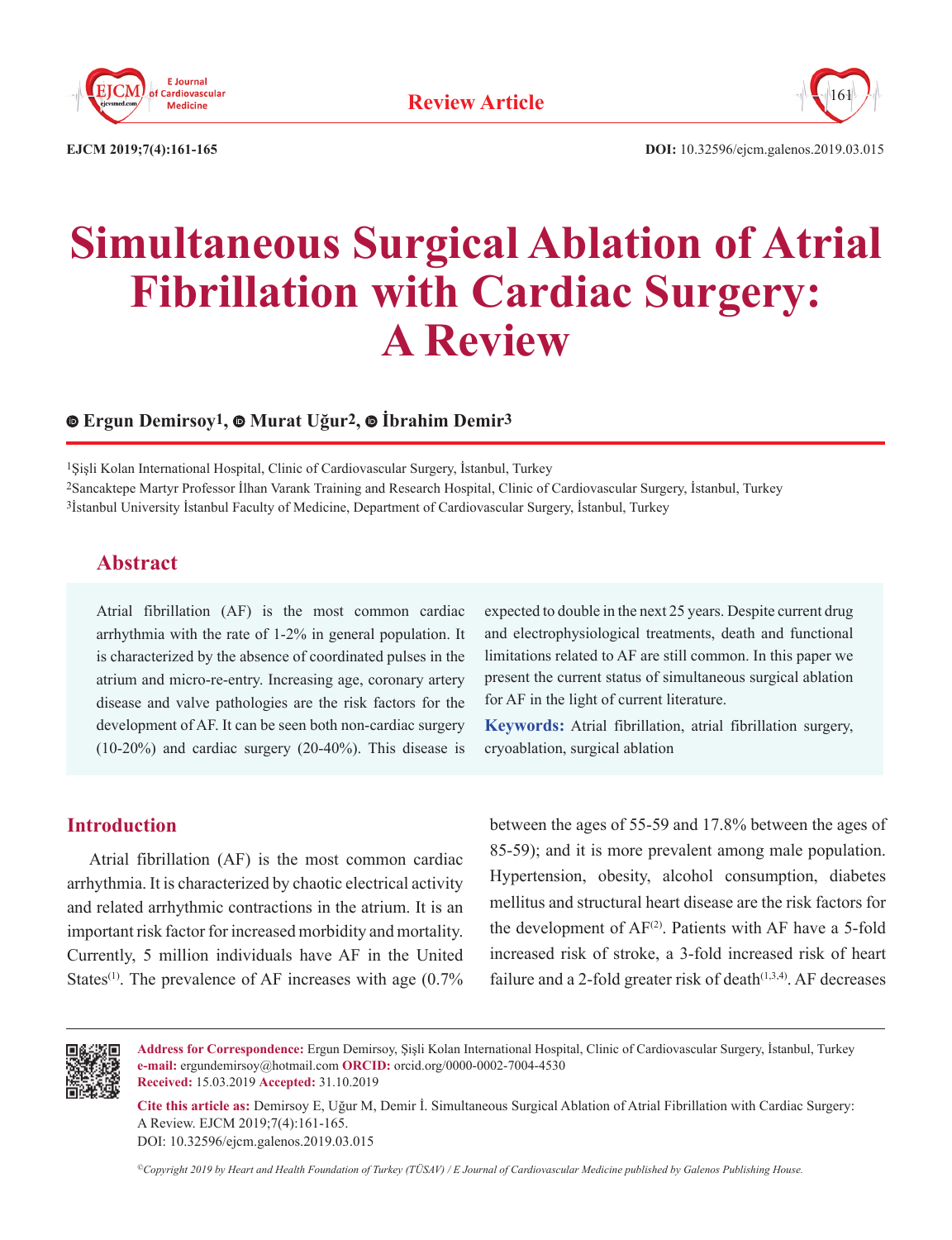**Review Article**

DOI: 10.32596/ejcm.galenos.2019.03.015

# Simultaneous Surgical Ablation of Atrial Fibrillation with Cardiac Surgery: A Review

**Ergun Demirsoy[1], Murat Uğur[2], İbrahim Demir[3]**

[1]Şişli Kolan International Hospital, Clinic of Cardiovascular Surgery, İstanbul, Turkey
[2]Sancaktepe Martyr Professor İlhan Varank Training and Research Hospital, Clinic of Cardiovascular Surgery, İstanbul, Turkey
[3]İstanbul University İstanbul Faculty of Medicine, Department of Cardiovascular Surgery, İstanbul, Turkey

## Abstract

Atrial fibrillation (AF) is the most common cardiac arrhythmia with the rate of 1-2% in general population. It is characterized by the absence of coordinated pulses in the atrium and micro-re-entry. Increasing age, coronary artery disease and valve pathologies are the risk factors for the development of AF. It can be seen both non-cardiac surgery (10-20%) and cardiac surgery (20-40%). This disease is expected to double in the next 25 years. Despite current drug and electrophysiological treatments, death and functional limitations related to AF are still common. In this paper we present the current status of simultaneous surgical ablation for AF in the light of current literature.

**Keywords:** Atrial fibrillation, atrial fibrillation surgery, cryoablation, surgical ablation

## Introduction

Atrial fibrillation (AF) is the most common cardiac arrhythmia. It is characterized by chaotic electrical activity and related arrhythmic contractions in the atrium. It is an important risk factor for increased morbidity and mortality. Currently, 5 million individuals have AF in the United States[1]. The prevalence of AF increases with age (0.7% between the ages of 55-59 and 17.8% between the ages of 85-59); and it is more prevalent among male population. Hypertension, obesity, alcohol consumption, diabetes mellitus and structural heart disease are the risk factors for the development of AF[2]. Patients with AF have a 5-fold increased risk of stroke, a 3-fold increased risk of heart failure and a 2-fold greater risk of death[1,3,4]. AF decreases

**Address for Correspondence:** Ergun Demirsoy, Şişli Kolan International Hospital, Clinic of Cardiovascular Surgery, İstanbul, Turkey
**e-mail:** ergundemirsoy@hotmail.com **ORCID:** orcid.org/0000-0002-7004-4530
**Received:** 15.03.2019 **Accepted:** 31.10.2019

**Cite this article as:** Demirsoy E, Uğur M, Demir İ. Simultaneous Surgical Ablation of Atrial Fibrillation with Cardiac Surgery: A Review. EJCM 2019;7(4):161-165.
DOI: 10.32596/ejcm.galenos.2019.03.015

*©Copyright 2019 by Heart and Health Foundation of Turkey (TÜSAV) / E Journal of Cardiovascular Medicine published by Galenos Publishing House.*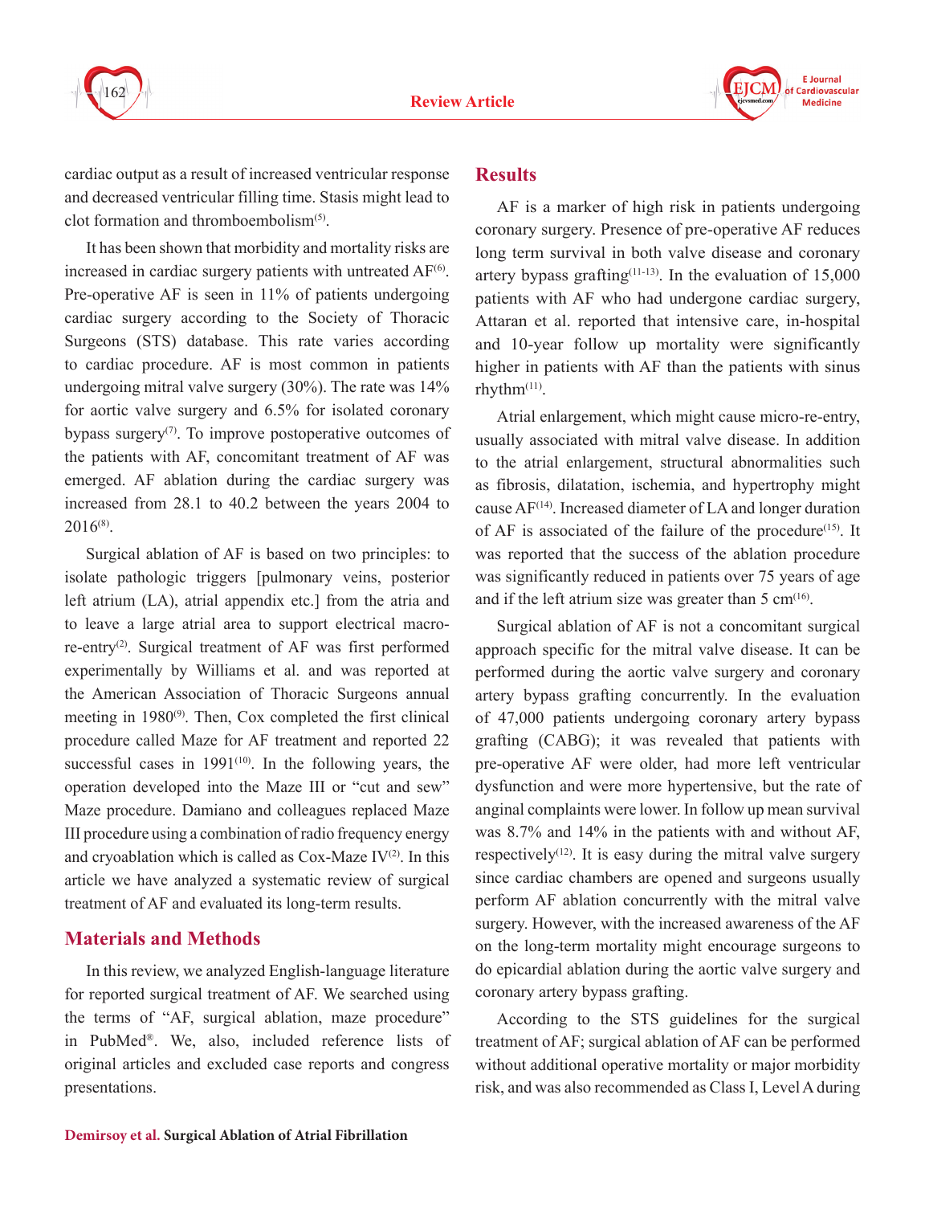cardiac output as a result of increased ventricular response and decreased ventricular filling time. Stasis might lead to clot formation and thromboembolism[5].

It has been shown that morbidity and mortality risks are increased in cardiac surgery patients with untreated AF[6]. Pre-operative AF is seen in 11% of patients undergoing cardiac surgery according to the Society of Thoracic Surgeons (STS) database. This rate varies according to cardiac procedure. AF is most common in patients undergoing mitral valve surgery (30%). The rate was 14% for aortic valve surgery and 6.5% for isolated coronary bypass surgery[7]. To improve postoperative outcomes of the patients with AF, concomitant treatment of AF was emerged. AF ablation during the cardiac surgery was increased from 28.1 to 40.2 between the years 2004 to 2016[8].

Surgical ablation of AF is based on two principles: to isolate pathologic triggers [pulmonary veins, posterior left atrium (LA), atrial appendix etc.] from the atria and to leave a large atrial area to support electrical macro-re-entry[2]. Surgical treatment of AF was first performed experimentally by Williams et al. and was reported at the American Association of Thoracic Surgeons annual meeting in 1980[9]. Then, Cox completed the first clinical procedure called Maze for AF treatment and reported 22 successful cases in 1991[10]. In the following years, the operation developed into the Maze III or "cut and sew" Maze procedure. Damiano and colleagues replaced Maze III procedure using a combination of radio frequency energy and cryoablation which is called as Cox-Maze IV[2]. In this article we have analyzed a systematic review of surgical treatment of AF and evaluated its long-term results.

## Materials and Methods

In this review, we analyzed English-language literature for reported surgical treatment of AF. We searched using the terms of "AF, surgical ablation, maze procedure" in PubMed®. We, also, included reference lists of original articles and excluded case reports and congress presentations.

## Results

AF is a marker of high risk in patients undergoing coronary surgery. Presence of pre-operative AF reduces long term survival in both valve disease and coronary artery bypass grafting[11-13]. In the evaluation of 15,000 patients with AF who had undergone cardiac surgery, Attaran et al. reported that intensive care, in-hospital and 10-year follow up mortality were significantly higher in patients with AF than the patients with sinus rhythm[11].

Atrial enlargement, which might cause micro-re-entry, usually associated with mitral valve disease. In addition to the atrial enlargement, structural abnormalities such as fibrosis, dilatation, ischemia, and hypertrophy might cause AF[14]. Increased diameter of LA and longer duration of AF is associated of the failure of the procedure[15]. It was reported that the success of the ablation procedure was significantly reduced in patients over 75 years of age and if the left atrium size was greater than 5 cm[16].

Surgical ablation of AF is not a concomitant surgical approach specific for the mitral valve disease. It can be performed during the aortic valve surgery and coronary artery bypass grafting concurrently. In the evaluation of 47,000 patients undergoing coronary artery bypass grafting (CABG); it was revealed that patients with pre-operative AF were older, had more left ventricular dysfunction and were more hypertensive, but the rate of anginal complaints were lower. In follow up mean survival was 8.7% and 14% in the patients with and without AF, respectively[12]. It is easy during the mitral valve surgery since cardiac chambers are opened and surgeons usually perform AF ablation concurrently with the mitral valve surgery. However, with the increased awareness of the AF on the long-term mortality might encourage surgeons to do epicardial ablation during the aortic valve surgery and coronary artery bypass grafting.

According to the STS guidelines for the surgical treatment of AF; surgical ablation of AF can be performed without additional operative mortality or major morbidity risk, and was also recommended as Class I, Level A during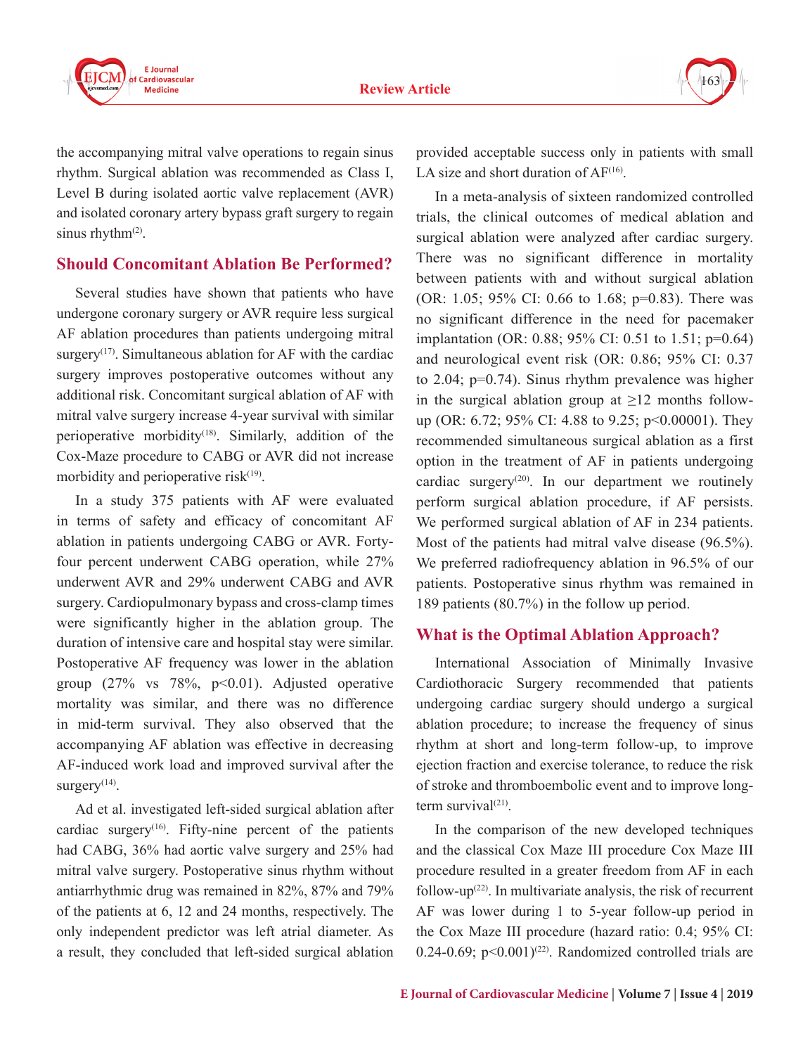the accompanying mitral valve operations to regain sinus rhythm. Surgical ablation was recommended as Class I, Level B during isolated aortic valve replacement (AVR) and isolated coronary artery bypass graft surgery to regain sinus rhythm[2].

## Should Concomitant Ablation Be Performed?

Several studies have shown that patients who have undergone coronary surgery or AVR require less surgical AF ablation procedures than patients undergoing mitral surgery[17]. Simultaneous ablation for AF with the cardiac surgery improves postoperative outcomes without any additional risk. Concomitant surgical ablation of AF with mitral valve surgery increase 4-year survival with similar perioperative morbidity[18]. Similarly, addition of the Cox-Maze procedure to CABG or AVR did not increase morbidity and perioperative risk[19].

In a study 375 patients with AF were evaluated in terms of safety and efficacy of concomitant AF ablation in patients undergoing CABG or AVR. Forty-four percent underwent CABG operation, while 27% underwent AVR and 29% underwent CABG and AVR surgery. Cardiopulmonary bypass and cross-clamp times were significantly higher in the ablation group. The duration of intensive care and hospital stay were similar. Postoperative AF frequency was lower in the ablation group (27% vs 78%, $p<0.01$). Adjusted operative mortality was similar, and there was no difference in mid-term survival. They also observed that the accompanying AF ablation was effective in decreasing AF-induced work load and improved survival after the surgery[14].

Ad et al. investigated left-sided surgical ablation after cardiac surgery[16]. Fifty-nine percent of the patients had CABG, 36% had aortic valve surgery and 25% had mitral valve surgery. Postoperative sinus rhythm without antiarrhythmic drug was remained in 82%, 87% and 79% of the patients at 6, 12 and 24 months, respectively. The only independent predictor was left atrial diameter. As a result, they concluded that left-sided surgical ablation provided acceptable success only in patients with small LA size and short duration of AF[16].

In a meta-analysis of sixteen randomized controlled trials, the clinical outcomes of medical ablation and surgical ablation were analyzed after cardiac surgery. There was no significant difference in mortality between patients with and without surgical ablation (OR: 1.05; 95% CI: 0.66 to 1.68; $p=0.83$). There was no significant difference in the need for pacemaker implantation (OR: 0.88; 95% CI: 0.51 to 1.51; $p=0.64$) and neurological event risk (OR: 0.86; 95% CI: 0.37 to 2.04; $p=0.74$). Sinus rhythm prevalence was higher in the surgical ablation group at ≥12 months follow-up (OR: 6.72; 95% CI: 4.88 to 9.25; $p<0.00001$). They recommended simultaneous surgical ablation as a first option in the treatment of AF in patients undergoing cardiac surgery[20]. In our department we routinely perform surgical ablation procedure, if AF persists. We performed surgical ablation of AF in 234 patients. Most of the patients had mitral valve disease (96.5%). We preferred radiofrequency ablation in 96.5% of our patients. Postoperative sinus rhythm was remained in 189 patients (80.7%) in the follow up period.

## What is the Optimal Ablation Approach?

International Association of Minimally Invasive Cardiothoracic Surgery recommended that patients undergoing cardiac surgery should undergo a surgical ablation procedure; to increase the frequency of sinus rhythm at short and long-term follow-up, to improve ejection fraction and exercise tolerance, to reduce the risk of stroke and thromboembolic event and to improve long-term survival[21].

In the comparison of the new developed techniques and the classical Cox Maze III procedure Cox Maze III procedure resulted in a greater freedom from AF in each follow-up[22]. In multivariate analysis, the risk of recurrent AF was lower during 1 to 5-year follow-up period in the Cox Maze III procedure (hazard ratio: 0.4; 95% CI: 0.24-0.69; $p<0.001$)[22]. Randomized controlled trials are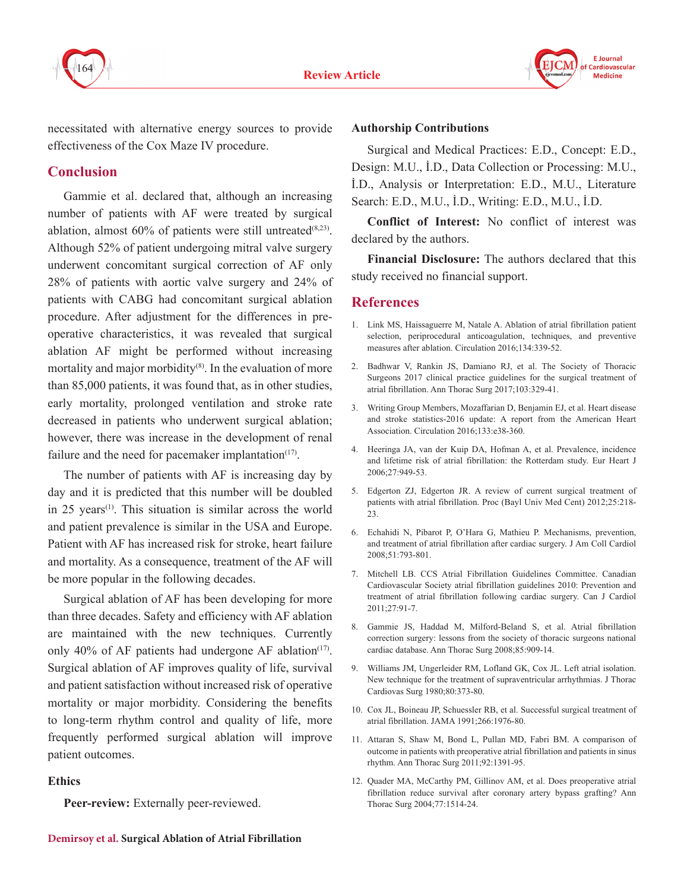necessitated with alternative energy sources to provide effectiveness of the Cox Maze IV procedure.

## Conclusion

Gammie et al. declared that, although an increasing number of patients with AF were treated by surgical ablation, almost 60% of patients were still untreated[8,23]. Although 52% of patient undergoing mitral valve surgery underwent concomitant surgical correction of AF only 28% of patients with aortic valve surgery and 24% of patients with CABG had concomitant surgical ablation procedure. After adjustment for the differences in pre-operative characteristics, it was revealed that surgical ablation AF might be performed without increasing mortality and major morbidity[8]. In the evaluation of more than 85,000 patients, it was found that, as in other studies, early mortality, prolonged ventilation and stroke rate decreased in patients who underwent surgical ablation; however, there was increase in the development of renal failure and the need for pacemaker implantation[17].

The number of patients with AF is increasing day by day and it is predicted that this number will be doubled in 25 years[1]. This situation is similar across the world and patient prevalence is similar in the USA and Europe. Patient with AF has increased risk for stroke, heart failure and mortality. As a consequence, treatment of the AF will be more popular in the following decades.

Surgical ablation of AF has been developing for more than three decades. Safety and efficiency with AF ablation are maintained with the new techniques. Currently only 40% of AF patients had undergone AF ablation[17]. Surgical ablation of AF improves quality of life, survival and patient satisfaction without increased risk of operative mortality or major morbidity. Considering the benefits to long-term rhythm control and quality of life, more frequently performed surgical ablation will improve patient outcomes.

### Ethics

**Peer-review:** Externally peer-reviewed.

### Authorship Contributions

Surgical and Medical Practices: E.D., Concept: E.D., Design: M.U., İ.D., Data Collection or Processing: M.U., İ.D., Analysis or Interpretation: E.D., M.U., Literature Search: E.D., M.U., İ.D., Writing: E.D., M.U., İ.D.

**Conflict of Interest:** No conflict of interest was declared by the authors.

**Financial Disclosure:** The authors declared that this study received no financial support.

## References

1. Link MS, Haissaguerre M, Natale A. Ablation of atrial fibrillation patient selection, periprocedural anticoagulation, techniques, and preventive measures after ablation. Circulation 2016;134:339-52.
2. Badhwar V, Rankin JS, Damiano RJ, et al. The Society of Thoracic Surgeons 2017 clinical practice guidelines for the surgical treatment of atrial fibrillation. Ann Thorac Surg 2017;103:329-41.
3. Writing Group Members, Mozaffarian D, Benjamin EJ, et al. Heart disease and stroke statistics-2016 update: A report from the American Heart Association. Circulation 2016;133:e38-360.
4. Heeringa JA, van der Kuip DA, Hofman A, et al. Prevalence, incidence and lifetime risk of atrial fibrillation: the Rotterdam study. Eur Heart J 2006;27:949-53.
5. Edgerton ZJ, Edgerton JR. A review of current surgical treatment of patients with atrial fibrillation. Proc (Bayl Univ Med Cent) 2012;25:218-23.
6. Echahidi N, Pibarot P, O'Hara G, Mathieu P. Mechanisms, prevention, and treatment of atrial fibrillation after cardiac surgery. J Am Coll Cardiol 2008;51:793-801.
7. Mitchell LB. CCS Atrial Fibrillation Guidelines Committee. Canadian Cardiovascular Society atrial fibrillation guidelines 2010: Prevention and treatment of atrial fibrillation following cardiac surgery. Can J Cardiol 2011;27:91-7.
8. Gammie JS, Haddad M, Milford-Beland S, et al. Atrial fibrillation correction surgery: lessons from the society of thoracic surgeons national cardiac database. Ann Thorac Surg 2008;85:909-14.
9. Williams JM, Ungerleider RM, Lofland GK, Cox JL. Left atrial isolation. New technique for the treatment of supraventricular arrhythmias. J Thorac Cardiovas Surg 1980;80:373-80.
10. Cox JL, Boineau JP, Schuessler RB, et al. Successful surgical treatment of atrial fibrillation. JAMA 1991;266:1976-80.
11. Attaran S, Shaw M, Bond L, Pullan MD, Fabri BM. A comparison of outcome in patients with preoperative atrial fibrillation and patients in sinus rhythm. Ann Thorac Surg 2011;92:1391-95.
12. Quader MA, McCarthy PM, Gillinov AM, et al. Does preoperative atrial fibrillation reduce survival after coronary artery bypass grafting? Ann Thorac Surg 2004;77:1514-24.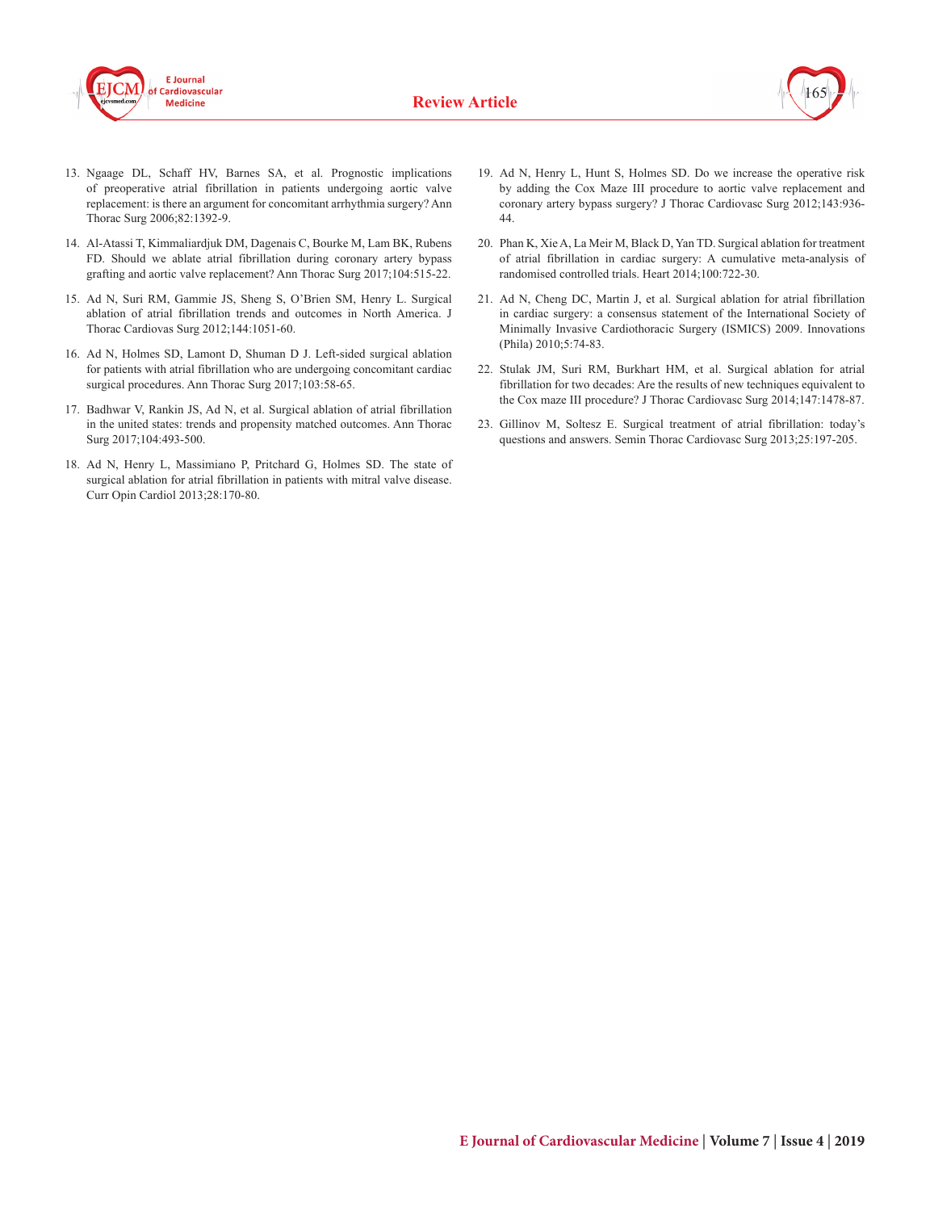13. Ngaage DL, Schaff HV, Barnes SA, et al. Prognostic implications of preoperative atrial fibrillation in patients undergoing aortic valve replacement: is there an argument for concomitant arrhythmia surgery? Ann Thorac Surg 2006;82:1392-9.

14. Al-Atassi T, Kimmaliardjuk DM, Dagenais C, Bourke M, Lam BK, Rubens FD. Should we ablate atrial fibrillation during coronary artery bypass grafting and aortic valve replacement? Ann Thorac Surg 2017;104:515-22.

15. Ad N, Suri RM, Gammie JS, Sheng S, O'Brien SM, Henry L. Surgical ablation of atrial fibrillation trends and outcomes in North America. J Thorac Cardiovas Surg 2012;144:1051-60.

16. Ad N, Holmes SD, Lamont D, Shuman D J. Left-sided surgical ablation for patients with atrial fibrillation who are undergoing concomitant cardiac surgical procedures. Ann Thorac Surg 2017;103:58-65.

17. Badhwar V, Rankin JS, Ad N, et al. Surgical ablation of atrial fibrillation in the united states: trends and propensity matched outcomes. Ann Thorac Surg 2017;104:493-500.

18. Ad N, Henry L, Massimiano P, Pritchard G, Holmes SD. The state of surgical ablation for atrial fibrillation in patients with mitral valve disease. Curr Opin Cardiol 2013;28:170-80.

19. Ad N, Henry L, Hunt S, Holmes SD. Do we increase the operative risk by adding the Cox Maze III procedure to aortic valve replacement and coronary artery bypass surgery? J Thorac Cardiovasc Surg 2012;143:936-44.

20. Phan K, Xie A, La Meir M, Black D, Yan TD. Surgical ablation for treatment of atrial fibrillation in cardiac surgery: A cumulative meta-analysis of randomised controlled trials. Heart 2014;100:722-30.

21. Ad N, Cheng DC, Martin J, et al. Surgical ablation for atrial fibrillation in cardiac surgery: a consensus statement of the International Society of Minimally Invasive Cardiothoracic Surgery (ISMICS) 2009. Innovations (Phila) 2010;5:74-83.

22. Stulak JM, Suri RM, Burkhart HM, et al. Surgical ablation for atrial fibrillation for two decades: Are the results of new techniques equivalent to the Cox maze III procedure? J Thorac Cardiovasc Surg 2014;147:1478-87.

23. Gillinov M, Soltesz E. Surgical treatment of atrial fibrillation: today's questions and answers. Semin Thorac Cardiovasc Surg 2013;25:197-205.